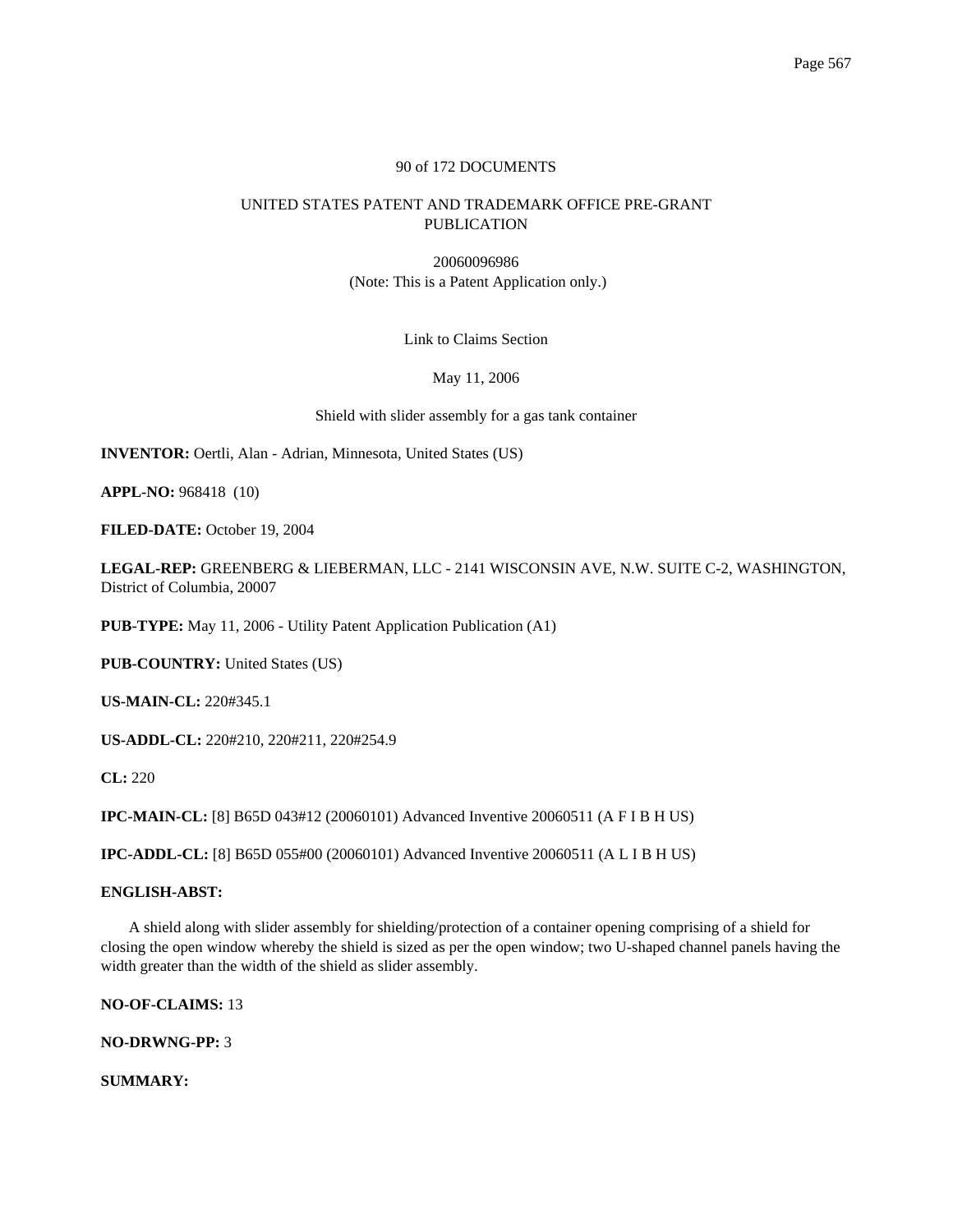90 of 172 DOCUMENTS

UNITED STATES PATENT AND TRADEMARK OFFICE PRE-GRANT PUBLICATION

20060096986
(Note: This is a Patent Application only.)

Link to Claims Section

May 11, 2006

Shield with slider assembly for a gas tank container

**INVENTOR:** Oertli, Alan - Adrian, Minnesota, United States (US)

**APPL-NO:** 968418 (10)

**FILED-DATE:** October 19, 2004

**LEGAL-REP:** GREENBERG & LIEBERMAN, LLC - 2141 WISCONSIN AVE, N.W. SUITE C-2, WASHINGTON, District of Columbia, 20007

**PUB-TYPE:** May 11, 2006 - Utility Patent Application Publication (A1)

**PUB-COUNTRY:** United States (US)

**US-MAIN-CL:** 220#345.1

**US-ADDL-CL:** 220#210, 220#211, 220#254.9

**CL:** 220

**IPC-MAIN-CL:** [8] B65D 043#12 (20060101) Advanced Inventive 20060511 (A F I B H US)

**IPC-ADDL-CL:** [8] B65D 055#00 (20060101) Advanced Inventive 20060511 (A L I B H US)

**ENGLISH-ABST:**

A shield along with slider assembly for shielding/protection of a container opening comprising of a shield for closing the open window whereby the shield is sized as per the open window; two U-shaped channel panels having the width greater than the width of the shield as slider assembly.

**NO-OF-CLAIMS:** 13

**NO-DRWNG-PP:** 3

**SUMMARY:**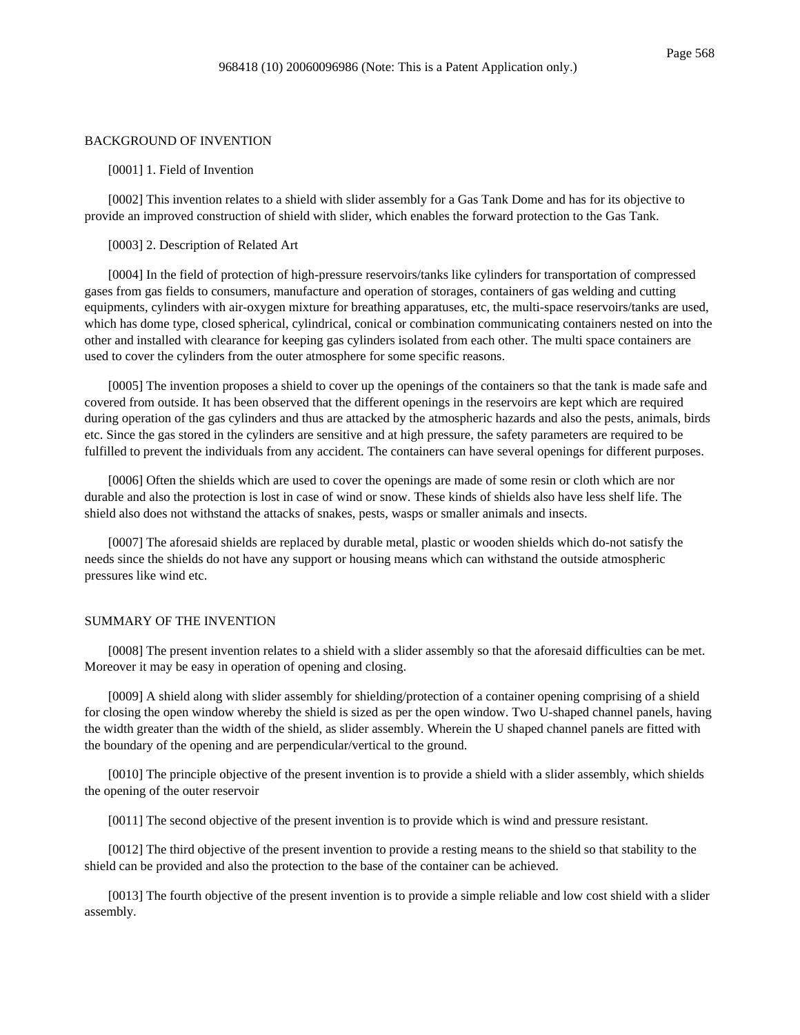## BACKGROUND OF INVENTION

[0001] 1. Field of Invention

[0002] This invention relates to a shield with slider assembly for a Gas Tank Dome and has for its objective to provide an improved construction of shield with slider, which enables the forward protection to the Gas Tank.

[0003] 2. Description of Related Art

[0004] In the field of protection of high-pressure reservoirs/tanks like cylinders for transportation of compressed gases from gas fields to consumers, manufacture and operation of storages, containers of gas welding and cutting equipments, cylinders with air-oxygen mixture for breathing apparatuses, etc, the multi-space reservoirs/tanks are used, which has dome type, closed spherical, cylindrical, conical or combination communicating containers nested on into the other and installed with clearance for keeping gas cylinders isolated from each other. The multi space containers are used to cover the cylinders from the outer atmosphere for some specific reasons.

[0005] The invention proposes a shield to cover up the openings of the containers so that the tank is made safe and covered from outside. It has been observed that the different openings in the reservoirs are kept which are required during operation of the gas cylinders and thus are attacked by the atmospheric hazards and also the pests, animals, birds etc. Since the gas stored in the cylinders are sensitive and at high pressure, the safety parameters are required to be fulfilled to prevent the individuals from any accident. The containers can have several openings for different purposes.

[0006] Often the shields which are used to cover the openings are made of some resin or cloth which are nor durable and also the protection is lost in case of wind or snow. These kinds of shields also have less shelf life. The shield also does not withstand the attacks of snakes, pests, wasps or smaller animals and insects.

[0007] The aforesaid shields are replaced by durable metal, plastic or wooden shields which do-not satisfy the needs since the shields do not have any support or housing means which can withstand the outside atmospheric pressures like wind etc.

## SUMMARY OF THE INVENTION

[0008] The present invention relates to a shield with a slider assembly so that the aforesaid difficulties can be met. Moreover it may be easy in operation of opening and closing.

[0009] A shield along with slider assembly for shielding/protection of a container opening comprising of a shield for closing the open window whereby the shield is sized as per the open window. Two U-shaped channel panels, having the width greater than the width of the shield, as slider assembly. Wherein the U shaped channel panels are fitted with the boundary of the opening and are perpendicular/vertical to the ground.

[0010] The principle objective of the present invention is to provide a shield with a slider assembly, which shields the opening of the outer reservoir

[0011] The second objective of the present invention is to provide which is wind and pressure resistant.

[0012] The third objective of the present invention to provide a resting means to the shield so that stability to the shield can be provided and also the protection to the base of the container can be achieved.

[0013] The fourth objective of the present invention is to provide a simple reliable and low cost shield with a slider assembly.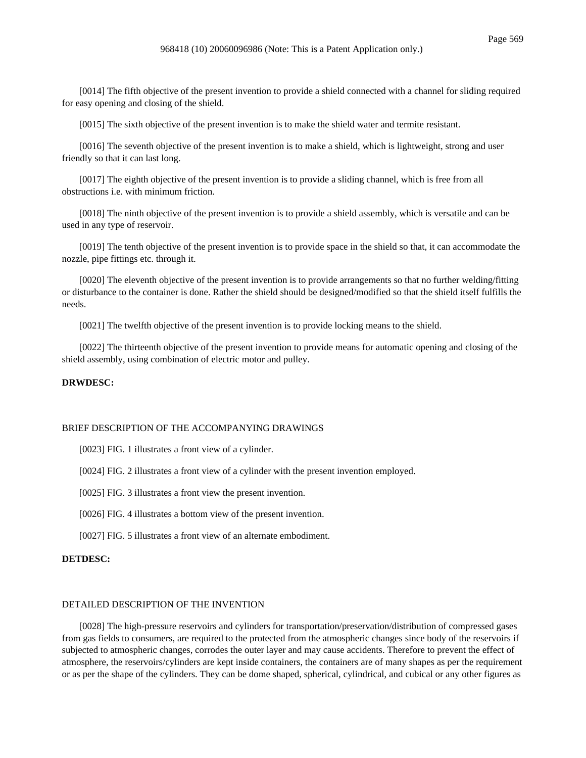[0014] The fifth objective of the present invention to provide a shield connected with a channel for sliding required for easy opening and closing of the shield.

[0015] The sixth objective of the present invention is to make the shield water and termite resistant.

[0016] The seventh objective of the present invention is to make a shield, which is lightweight, strong and user friendly so that it can last long.

[0017] The eighth objective of the present invention is to provide a sliding channel, which is free from all obstructions i.e. with minimum friction.

[0018] The ninth objective of the present invention is to provide a shield assembly, which is versatile and can be used in any type of reservoir.

[0019] The tenth objective of the present invention is to provide space in the shield so that, it can accommodate the nozzle, pipe fittings etc. through it.

[0020] The eleventh objective of the present invention is to provide arrangements so that no further welding/fitting or disturbance to the container is done. Rather the shield should be designed/modified so that the shield itself fulfills the needs.

[0021] The twelfth objective of the present invention is to provide locking means to the shield.

[0022] The thirteenth objective of the present invention to provide means for automatic opening and closing of the shield assembly, using combination of electric motor and pulley.

**DRWDESC:**

BRIEF DESCRIPTION OF THE ACCOMPANYING DRAWINGS

[0023] FIG. 1 illustrates a front view of a cylinder.

[0024] FIG. 2 illustrates a front view of a cylinder with the present invention employed.

[0025] FIG. 3 illustrates a front view the present invention.

[0026] FIG. 4 illustrates a bottom view of the present invention.

[0027] FIG. 5 illustrates a front view of an alternate embodiment.

**DETDESC:**

DETAILED DESCRIPTION OF THE INVENTION

[0028] The high-pressure reservoirs and cylinders for transportation/preservation/distribution of compressed gases from gas fields to consumers, are required to the protected from the atmospheric changes since body of the reservoirs if subjected to atmospheric changes, corrodes the outer layer and may cause accidents. Therefore to prevent the effect of atmosphere, the reservoirs/cylinders are kept inside containers, the containers are of many shapes as per the requirement or as per the shape of the cylinders. They can be dome shaped, spherical, cylindrical, and cubical or any other figures as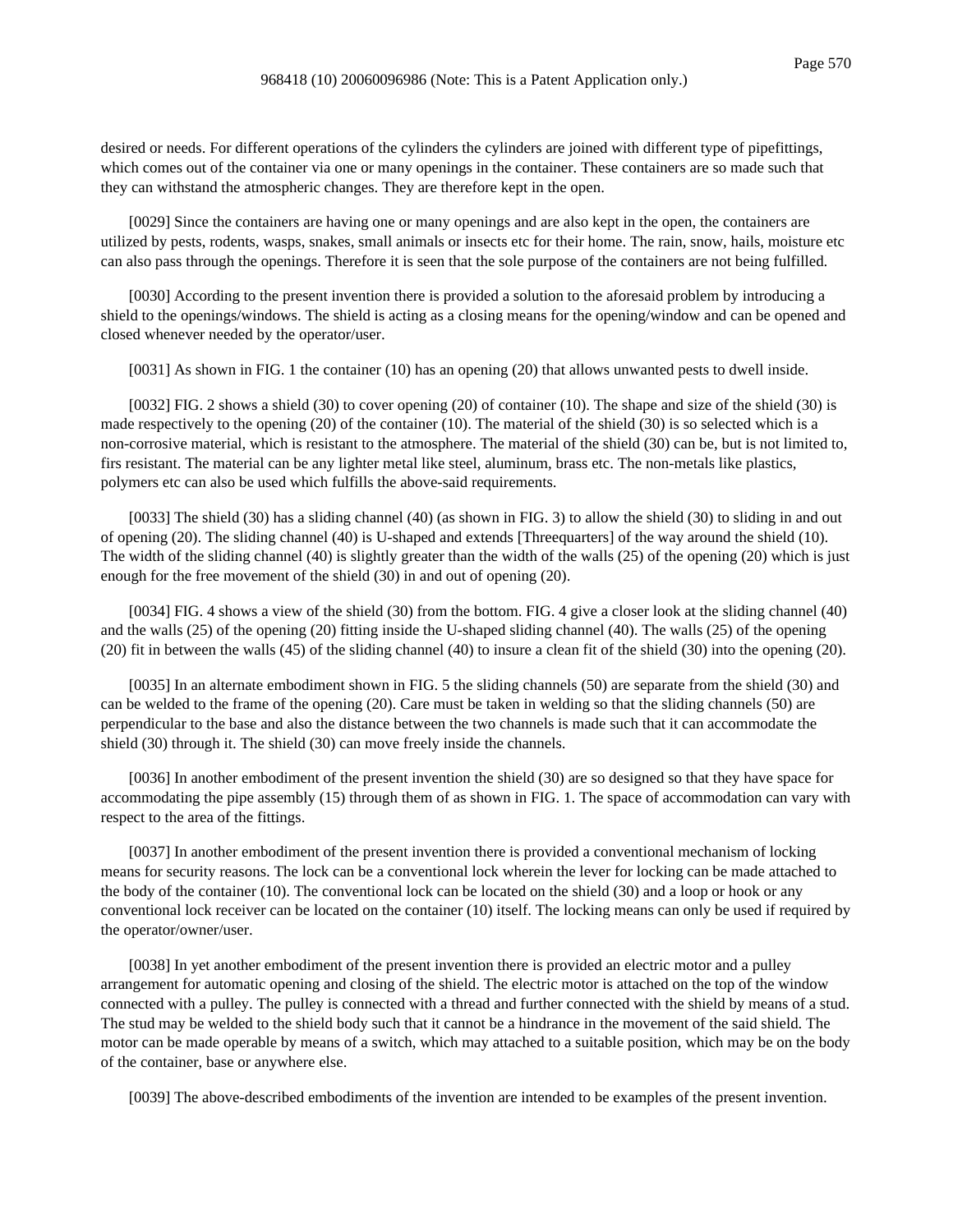desired or needs. For different operations of the cylinders the cylinders are joined with different type of pipefittings, which comes out of the container via one or many openings in the container. These containers are so made such that they can withstand the atmospheric changes. They are therefore kept in the open.

[0029] Since the containers are having one or many openings and are also kept in the open, the containers are utilized by pests, rodents, wasps, snakes, small animals or insects etc for their home. The rain, snow, hails, moisture etc can also pass through the openings. Therefore it is seen that the sole purpose of the containers are not being fulfilled.

[0030] According to the present invention there is provided a solution to the aforesaid problem by introducing a shield to the openings/windows. The shield is acting as a closing means for the opening/window and can be opened and closed whenever needed by the operator/user.

[0031] As shown in FIG. 1 the container (10) has an opening (20) that allows unwanted pests to dwell inside.

[0032] FIG. 2 shows a shield (30) to cover opening (20) of container (10). The shape and size of the shield (30) is made respectively to the opening (20) of the container (10). The material of the shield (30) is so selected which is a non-corrosive material, which is resistant to the atmosphere. The material of the shield (30) can be, but is not limited to, firs resistant. The material can be any lighter metal like steel, aluminum, brass etc. The non-metals like plastics, polymers etc can also be used which fulfills the above-said requirements.

[0033] The shield (30) has a sliding channel (40) (as shown in FIG. 3) to allow the shield (30) to sliding in and out of opening (20). The sliding channel (40) is U-shaped and extends [Threequarters] of the way around the shield (10). The width of the sliding channel (40) is slightly greater than the width of the walls (25) of the opening (20) which is just enough for the free movement of the shield (30) in and out of opening (20).

[0034] FIG. 4 shows a view of the shield (30) from the bottom. FIG. 4 give a closer look at the sliding channel (40) and the walls (25) of the opening (20) fitting inside the U-shaped sliding channel (40). The walls (25) of the opening (20) fit in between the walls (45) of the sliding channel (40) to insure a clean fit of the shield (30) into the opening (20).

[0035] In an alternate embodiment shown in FIG. 5 the sliding channels (50) are separate from the shield (30) and can be welded to the frame of the opening (20). Care must be taken in welding so that the sliding channels (50) are perpendicular to the base and also the distance between the two channels is made such that it can accommodate the shield (30) through it. The shield (30) can move freely inside the channels.

[0036] In another embodiment of the present invention the shield (30) are so designed so that they have space for accommodating the pipe assembly (15) through them of as shown in FIG. 1. The space of accommodation can vary with respect to the area of the fittings.

[0037] In another embodiment of the present invention there is provided a conventional mechanism of locking means for security reasons. The lock can be a conventional lock wherein the lever for locking can be made attached to the body of the container (10). The conventional lock can be located on the shield (30) and a loop or hook or any conventional lock receiver can be located on the container (10) itself. The locking means can only be used if required by the operator/owner/user.

[0038] In yet another embodiment of the present invention there is provided an electric motor and a pulley arrangement for automatic opening and closing of the shield. The electric motor is attached on the top of the window connected with a pulley. The pulley is connected with a thread and further connected with the shield by means of a stud. The stud may be welded to the shield body such that it cannot be a hindrance in the movement of the said shield. The motor can be made operable by means of a switch, which may attached to a suitable position, which may be on the body of the container, base or anywhere else.

[0039] The above-described embodiments of the invention are intended to be examples of the present invention.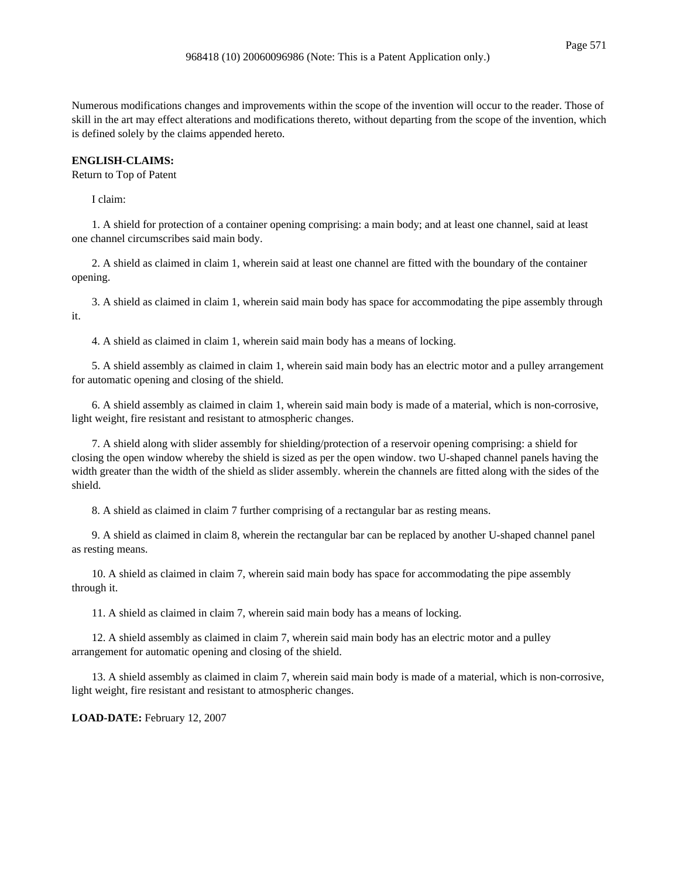Numerous modifications changes and improvements within the scope of the invention will occur to the reader. Those of skill in the art may effect alterations and modifications thereto, without departing from the scope of the invention, which is defined solely by the claims appended hereto.

**ENGLISH-CLAIMS:**
Return to Top of Patent

I claim:

1. A shield for protection of a container opening comprising: a main body; and at least one channel, said at least one channel circumscribes said main body.

2. A shield as claimed in claim 1, wherein said at least one channel are fitted with the boundary of the container opening.

3. A shield as claimed in claim 1, wherein said main body has space for accommodating the pipe assembly through it.

4. A shield as claimed in claim 1, wherein said main body has a means of locking.

5. A shield assembly as claimed in claim 1, wherein said main body has an electric motor and a pulley arrangement for automatic opening and closing of the shield.

6. A shield assembly as claimed in claim 1, wherein said main body is made of a material, which is non-corrosive, light weight, fire resistant and resistant to atmospheric changes.

7. A shield along with slider assembly for shielding/protection of a reservoir opening comprising: a shield for closing the open window whereby the shield is sized as per the open window. two U-shaped channel panels having the width greater than the width of the shield as slider assembly. wherein the channels are fitted along with the sides of the shield.

8. A shield as claimed in claim 7 further comprising of a rectangular bar as resting means.

9. A shield as claimed in claim 8, wherein the rectangular bar can be replaced by another U-shaped channel panel as resting means.

10. A shield as claimed in claim 7, wherein said main body has space for accommodating the pipe assembly through it.

11. A shield as claimed in claim 7, wherein said main body has a means of locking.

12. A shield assembly as claimed in claim 7, wherein said main body has an electric motor and a pulley arrangement for automatic opening and closing of the shield.

13. A shield assembly as claimed in claim 7, wherein said main body is made of a material, which is non-corrosive, light weight, fire resistant and resistant to atmospheric changes.

**LOAD-DATE:** February 12, 2007